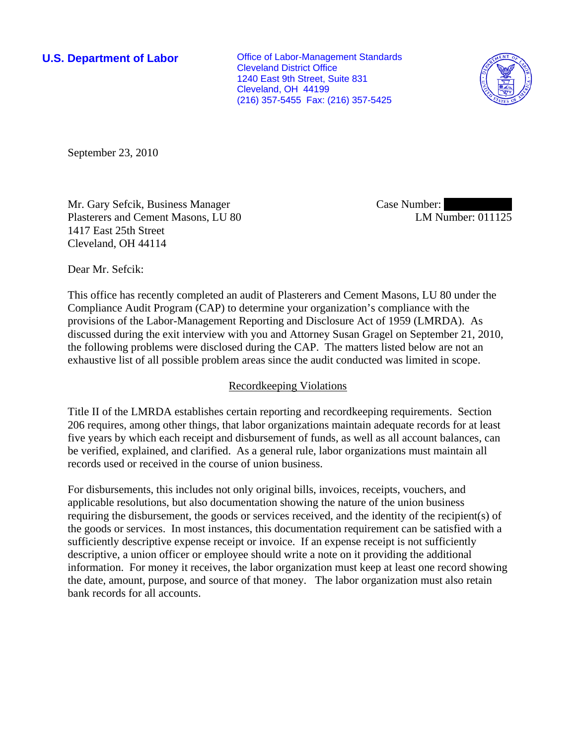**U.S. Department of Labor**

Office of Labor-Management Standards
Cleveland District Office
1240 East 9th Street, Suite 831
Cleveland, OH 44199
(216) 357-5455 Fax: (216) 357-5425

September 23, 2010

Mr. Gary Sefcik, Business Manager
Plasterers and Cement Masons, LU 80
1417 East 25th Street
Cleveland, OH 44114

Case Number:
LM Number: 011125

Dear Mr. Sefcik:

This office has recently completed an audit of Plasterers and Cement Masons, LU 80 under the Compliance Audit Program (CAP) to determine your organization's compliance with the provisions of the Labor-Management Reporting and Disclosure Act of 1959 (LMRDA). As discussed during the exit interview with you and Attorney Susan Gragel on September 21, 2010, the following problems were disclosed during the CAP. The matters listed below are not an exhaustive list of all possible problem areas since the audit conducted was limited in scope.

## Recordkeeping Violations

Title II of the LMRDA establishes certain reporting and recordkeeping requirements. Section 206 requires, among other things, that labor organizations maintain adequate records for at least five years by which each receipt and disbursement of funds, as well as all account balances, can be verified, explained, and clarified. As a general rule, labor organizations must maintain all records used or received in the course of union business.

For disbursements, this includes not only original bills, invoices, receipts, vouchers, and applicable resolutions, but also documentation showing the nature of the union business requiring the disbursement, the goods or services received, and the identity of the recipient(s) of the goods or services. In most instances, this documentation requirement can be satisfied with a sufficiently descriptive expense receipt or invoice. If an expense receipt is not sufficiently descriptive, a union officer or employee should write a note on it providing the additional information. For money it receives, the labor organization must keep at least one record showing the date, amount, purpose, and source of that money. The labor organization must also retain bank records for all accounts.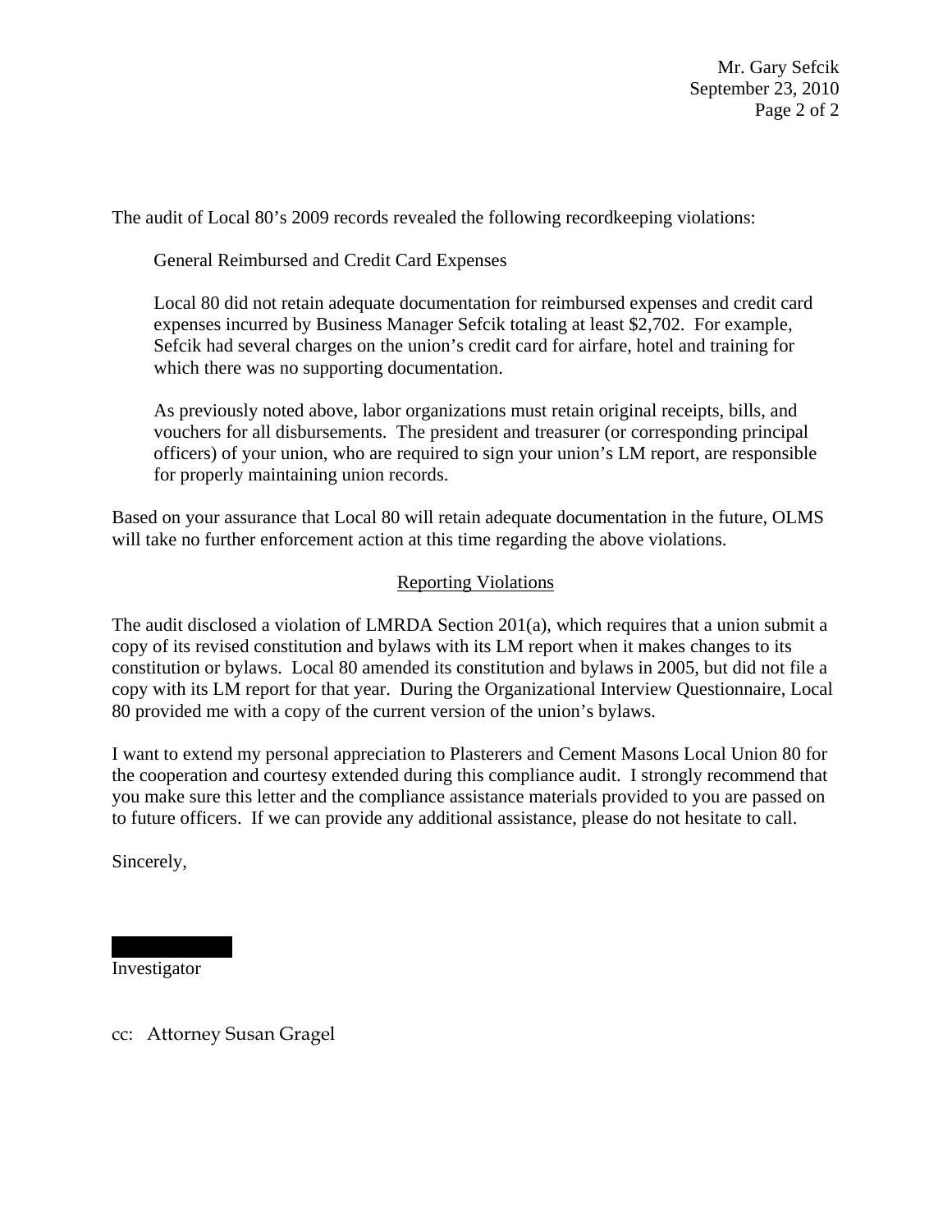The audit of Local 80's 2009 records revealed the following recordkeeping violations:

General Reimbursed and Credit Card Expenses

Local 80 did not retain adequate documentation for reimbursed expenses and credit card expenses incurred by Business Manager Sefcik totaling at least $2,702. For example, Sefcik had several charges on the union's credit card for airfare, hotel and training for which there was no supporting documentation.

As previously noted above, labor organizations must retain original receipts, bills, and vouchers for all disbursements. The president and treasurer (or corresponding principal officers) of your union, who are required to sign your union's LM report, are responsible for properly maintaining union records.

Based on your assurance that Local 80 will retain adequate documentation in the future, OLMS will take no further enforcement action at this time regarding the above violations.

## Reporting Violations

The audit disclosed a violation of LMRDA Section 201(a), which requires that a union submit a copy of its revised constitution and bylaws with its LM report when it makes changes to its constitution or bylaws. Local 80 amended its constitution and bylaws in 2005, but did not file a copy with its LM report for that year. During the Organizational Interview Questionnaire, Local 80 provided me with a copy of the current version of the union's bylaws.

I want to extend my personal appreciation to Plasterers and Cement Masons Local Union 80 for the cooperation and courtesy extended during this compliance audit. I strongly recommend that you make sure this letter and the compliance assistance materials provided to you are passed on to future officers. If we can provide any additional assistance, please do not hesitate to call.

Sincerely,

Investigator

cc: Attorney Susan Gragel